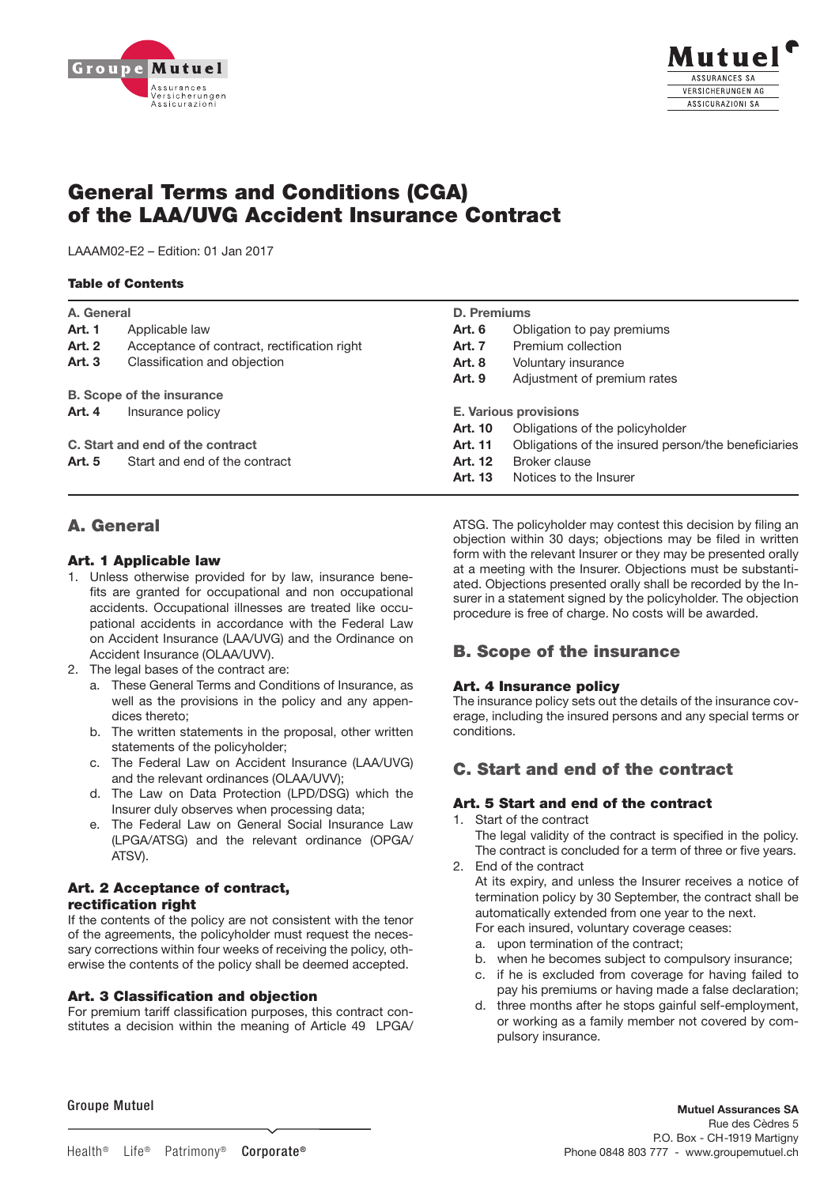# General Terms and Conditions (CGA) of the LAA/UVG Accident Insurance Contract

LAAAM02-E2 – Edition: 01 Jan 2017

**Table of Contents**

| | |
|---|---|
| **A. General** | **D. Premiums** |
| **Art. 1** Applicable law | **Art. 6** Obligation to pay premiums |
| **Art. 2** Acceptance of contract, rectification right | **Art. 7** Premium collection |
| **Art. 3** Classification and objection | **Art. 8** Voluntary insurance |
| | **Art. 9** Adjustment of premium rates |
| **B. Scope of the insurance** | |
| **Art. 4** Insurance policy | **E. Various provisions** |
| | **Art. 10** Obligations of the policyholder |
| **C. Start and end of the contract** | **Art. 11** Obligations of the insured person/the beneficiaries |
| **Art. 5** Start and end of the contract | **Art. 12** Broker clause |
| | **Art. 13** Notices to the Insurer |

## A. General

### Art. 1 Applicable law

1. Unless otherwise provided for by law, insurance benefits are granted for occupational and non occupational accidents. Occupational illnesses are treated like occupational accidents in accordance with the Federal Law on Accident Insurance (LAA/UVG) and the Ordinance on Accident Insurance (OLAA/UVV).
2. The legal bases of the contract are:
   a. These General Terms and Conditions of Insurance, as well as the provisions in the policy and any appendices thereto;
   b. The written statements in the proposal, other written statements of the policyholder;
   c. The Federal Law on Accident Insurance (LAA/UVG) and the relevant ordinances (OLAA/UVV);
   d. The Law on Data Protection (LPD/DSG) which the Insurer duly observes when processing data;
   e. The Federal Law on General Social Insurance Law (LPGA/ATSG) and the relevant ordinance (OPGA/ATSV).

### Art. 2 Acceptance of contract, rectification right

If the contents of the policy are not consistent with the tenor of the agreements, the policyholder must request the necessary corrections within four weeks of receiving the policy, otherwise the contents of the policy shall be deemed accepted.

### Art. 3 Classification and objection

For premium tariff classification purposes, this contract constitutes a decision within the meaning of Article 49 LPGA/ATSG. The policyholder may contest this decision by filing an objection within 30 days; objections may be filed in written form with the relevant Insurer or they may be presented orally at a meeting with the Insurer. Objections must be substantiated. Objections presented orally shall be recorded by the Insurer in a statement signed by the policyholder. The objection procedure is free of charge. No costs will be awarded.

## B. Scope of the insurance

### Art. 4 Insurance policy

The insurance policy sets out the details of the insurance coverage, including the insured persons and any special terms or conditions.

## C. Start and end of the contract

### Art. 5 Start and end of the contract

1. Start of the contract
   The legal validity of the contract is specified in the policy. The contract is concluded for a term of three or five years.
2. End of the contract
   At its expiry, and unless the Insurer receives a notice of termination policy by 30 September, the contract shall be automatically extended from one year to the next.
   For each insured, voluntary coverage ceases:
   a. upon termination of the contract;
   b. when he becomes subject to compulsory insurance;
   c. if he is excluded from coverage for having failed to pay his premiums or having made a false declaration;
   d. three months after he stops gainful self-employment, or working as a family member not covered by compulsory insurance.

**Mutuel Assurances SA**
Rue des Cèdres 5
P.O. Box - CH-1919 Martigny
Phone 0848 803 777 - www.groupemutuel.ch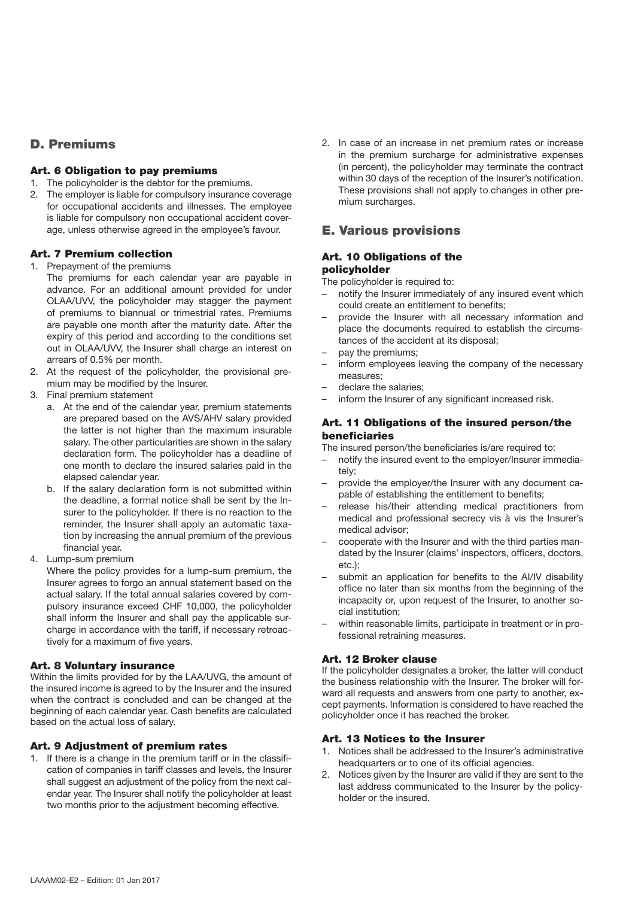## D. Premiums

### Art. 6 Obligation to pay premiums

1. The policyholder is the debtor for the premiums.
2. The employer is liable for compulsory insurance coverage for occupational accidents and illnesses. The employee is liable for compulsory non occupational accident coverage, unless otherwise agreed in the employee's favour.

### Art. 7 Premium collection

1. Prepayment of the premiums

   The premiums for each calendar year are payable in advance. For an additional amount provided for under OLAA/UVV, the policyholder may stagger the payment of premiums to biannual or trimestrial rates. Premiums are payable one month after the maturity date. After the expiry of this period and according to the conditions set out in OLAA/UVV, the Insurer shall charge an interest on arrears of 0.5% per month.
2. At the request of the policyholder, the provisional premium may be modified by the Insurer.
3. Final premium statement
   a. At the end of the calendar year, premium statements are prepared based on the AVS/AHV salary provided the latter is not higher than the maximum insurable salary. The other particularities are shown in the salary declaration form. The policyholder has a deadline of one month to declare the insured salaries paid in the elapsed calendar year.
   b. If the salary declaration form is not submitted within the deadline, a formal notice shall be sent by the Insurer to the policyholder. If there is no reaction to the reminder, the Insurer shall apply an automatic taxation by increasing the annual premium of the previous financial year.
4. Lump-sum premium

   Where the policy provides for a lump-sum premium, the Insurer agrees to forgo an annual statement based on the actual salary. If the total annual salaries covered by compulsory insurance exceed CHF 10,000, the policyholder shall inform the Insurer and shall pay the applicable surcharge in accordance with the tariff, if necessary retroactively for a maximum of five years.

### Art. 8 Voluntary insurance

Within the limits provided for by the LAA/UVG, the amount of the insured income is agreed to by the Insurer and the insured when the contract is concluded and can be changed at the beginning of each calendar year. Cash benefits are calculated based on the actual loss of salary.

### Art. 9 Adjustment of premium rates

1. If there is a change in the premium tariff or in the classification of companies in tariff classes and levels, the Insurer shall suggest an adjustment of the policy from the next calendar year. The Insurer shall notify the policyholder at least two months prior to the adjustment becoming effective.
2. In case of an increase in net premium rates or increase in the premium surcharge for administrative expenses (in percent), the policyholder may terminate the contract within 30 days of the reception of the Insurer's notification. These provisions shall not apply to changes in other premium surcharges.

## E. Various provisions

### Art. 10 Obligations of the policyholder

The policyholder is required to:

- notify the Insurer immediately of any insured event which could create an entitlement to benefits;
- provide the Insurer with all necessary information and place the documents required to establish the circumstances of the accident at its disposal;
- pay the premiums;
- inform employees leaving the company of the necessary measures;
- declare the salaries;
- inform the Insurer of any significant increased risk.

### Art. 11 Obligations of the insured person/the beneficiaries

The insured person/the beneficiaries is/are required to:

- notify the insured event to the employer/Insurer immediately;
- provide the employer/the Insurer with any document capable of establishing the entitlement to benefits;
- release his/their attending medical practitioners from medical and professional secrecy vis à vis the Insurer's medical advisor;
- cooperate with the Insurer and with the third parties mandated by the Insurer (claims' inspectors, officers, doctors, etc.);
- submit an application for benefits to the AI/IV disability office no later than six months from the beginning of the incapacity or, upon request of the Insurer, to another social institution;
- within reasonable limits, participate in treatment or in professional retraining measures.

### Art. 12 Broker clause

If the policyholder designates a broker, the latter will conduct the business relationship with the Insurer. The broker will forward all requests and answers from one party to another, except payments. Information is considered to have reached the policyholder once it has reached the broker.

### Art. 13 Notices to the Insurer

1. Notices shall be addressed to the Insurer's administrative headquarters or to one of its official agencies.
2. Notices given by the Insurer are valid if they are sent to the last address communicated to the Insurer by the policyholder or the insured.